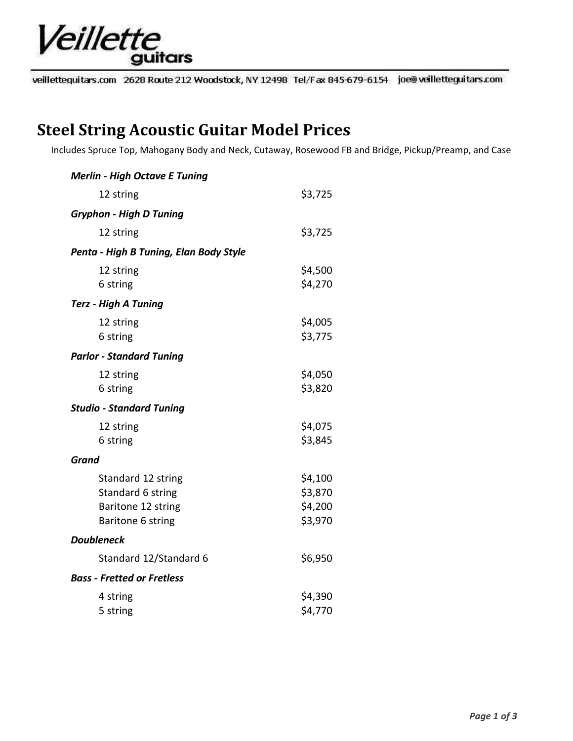Veillette guitars

veilletteguitars.com 2628 Route 212 Woodstock, NY 12498 Tel/Fax 845-679-6154 joe@veilletteguitars.com

# Steel String Acoustic Guitar Model Prices

Includes Spruce Top, Mahogany Body and Neck, Cutaway, Rosewood FB and Bridge, Pickup/Preamp, and Case

***Merlin - High Octave E Tuning***

| | |
|---|---|
| 12 string | $3,725 |

***Gryphon - High D Tuning***

| | |
|---|---|
| 12 string | $3,725 |

***Penta - High B Tuning, Elan Body Style***

| | |
|---|---|
| 12 string | $4,500 |
| 6 string | $4,270 |

***Terz - High A Tuning***

| | |
|---|---|
| 12 string | $4,005 |
| 6 string | $3,775 |

***Parlor - Standard Tuning***

| | |
|---|---|
| 12 string | $4,050 |
| 6 string | $3,820 |

***Studio - Standard Tuning***

| | |
|---|---|
| 12 string | $4,075 |
| 6 string | $3,845 |

***Grand***

| | |
|---|---|
| Standard 12 string | $4,100 |
| Standard 6 string | $3,870 |
| Baritone 12 string | $4,200 |
| Baritone 6 string | $3,970 |

***Doubleneck***

| | |
|---|---|
| Standard 12/Standard 6 | $6,950 |

***Bass - Fretted or Fretless***

| | |
|---|---|
| 4 string | $4,390 |
| 5 string | $4,770 |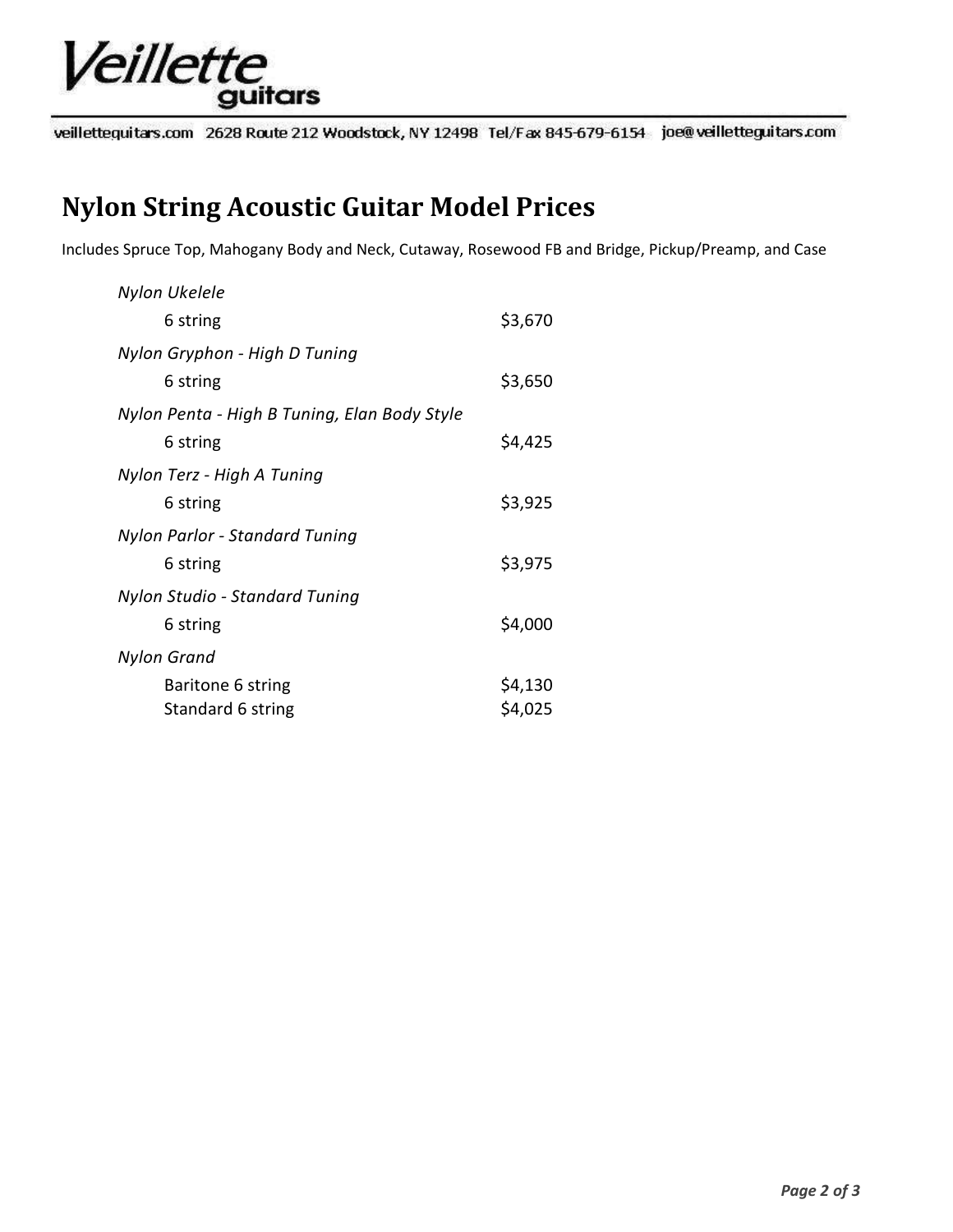# Nylon String Acoustic Guitar Model Prices

Includes Spruce Top, Mahogany Body and Neck, Cutaway, Rosewood FB and Bridge, Pickup/Preamp, and Case

| Model | Price |
| --- | --- |
| *Nylon Ukelele* | |
| 6 string | $3,670 |
| *Nylon Gryphon - High D Tuning* | |
| 6 string | $3,650 |
| *Nylon Penta - High B Tuning, Elan Body Style* | |
| 6 string | $4,425 |
| *Nylon Terz - High A Tuning* | |
| 6 string | $3,925 |
| *Nylon Parlor - Standard Tuning* | |
| 6 string | $3,975 |
| *Nylon Studio - Standard Tuning* | |
| 6 string | $4,000 |
| *Nylon Grand* | |
| Baritone 6 string | $4,130 |
| Standard 6 string | $4,025 |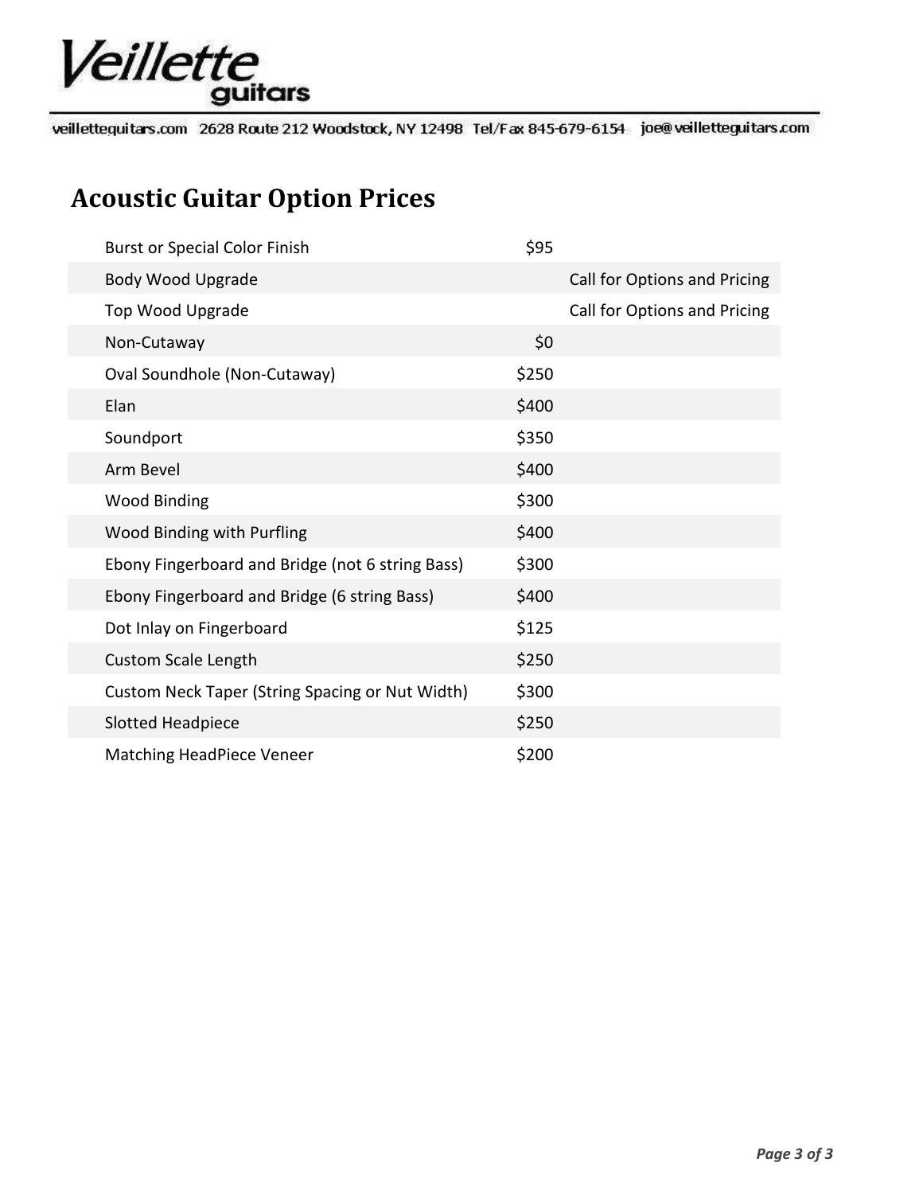Veillette guitars

veilletteguitars.com 2628 Route 212 Woodstock, NY 12498 Tel/Fax 845-679-6154 joe@veilletteguitars.com

## Acoustic Guitar Option Prices

| | | |
|---|---|---|
| Burst or Special Color Finish | $95 | |
| Body Wood Upgrade | | Call for Options and Pricing |
| Top Wood Upgrade | | Call for Options and Pricing |
| Non-Cutaway | $0 | |
| Oval Soundhole (Non-Cutaway) | $250 | |
| Elan | $400 | |
| Soundport | $350 | |
| Arm Bevel | $400 | |
| Wood Binding | $300 | |
| Wood Binding with Purfling | $400 | |
| Ebony Fingerboard and Bridge (not 6 string Bass) | $300 | |
| Ebony Fingerboard and Bridge (6 string Bass) | $400 | |
| Dot Inlay on Fingerboard | $125 | |
| Custom Scale Length | $250 | |
| Custom Neck Taper (String Spacing or Nut Width) | $300 | |
| Slotted Headpiece | $250 | |
| Matching HeadPiece Veneer | $200 | |